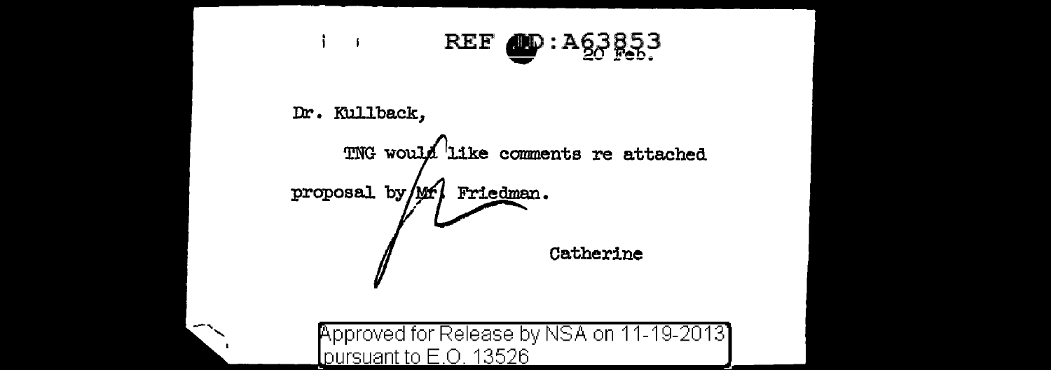REF ID:A63853

20 Feb.

Dr. Kullback,

TNG would like comments re attached proposal by Mr. Friedman.

Catherine

Approved for Release by NSA on 11-19-2013 pursuant to E.O. 13526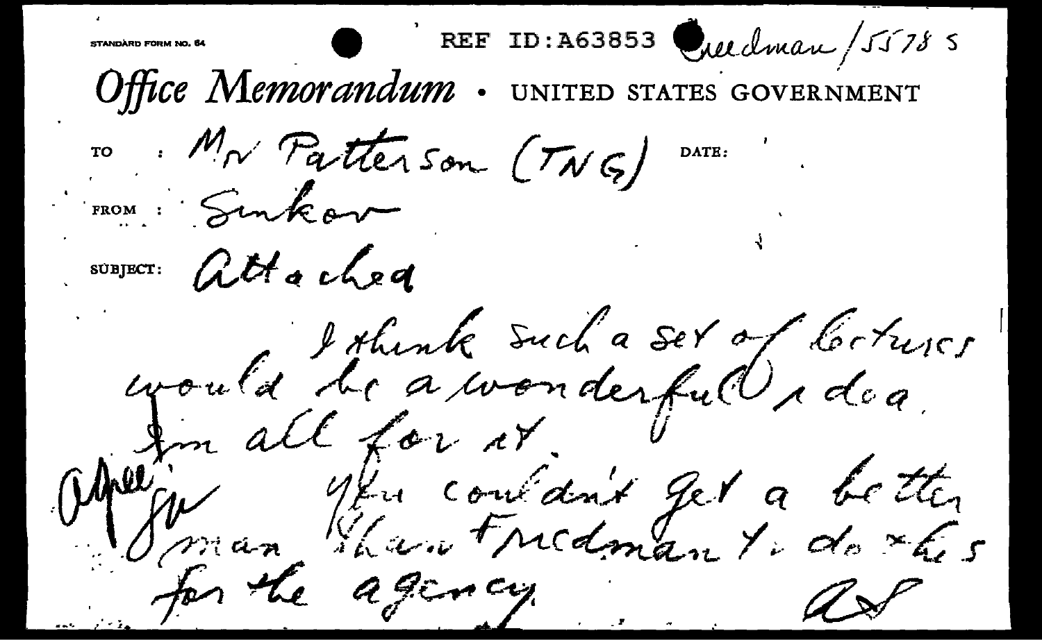STANDARD FORM NO. 64

REF ID:A63853 Friedman/55785

# Office Memorandum • UNITED STATES GOVERNMENT

TO : Mr Patterson (TNG) DATE:

FROM : Sinkov

SUBJECT: Attached

I think such a set of lectures would be a wonderful idea. I'm all for it.

You couldn't get a better man than Friedman to do this for the agency.

AS

Agree JV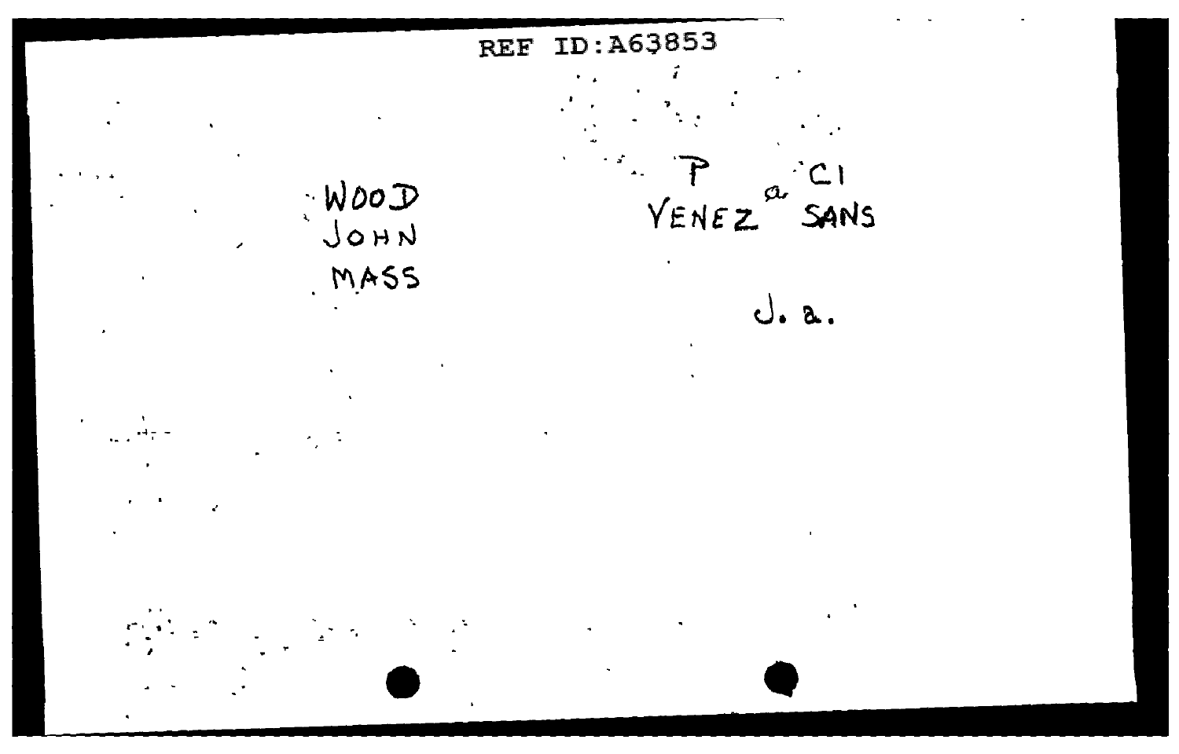REF ID:A63853

WOOD
JOHN
MASS

P a CI
VENEZ SANS

J. a.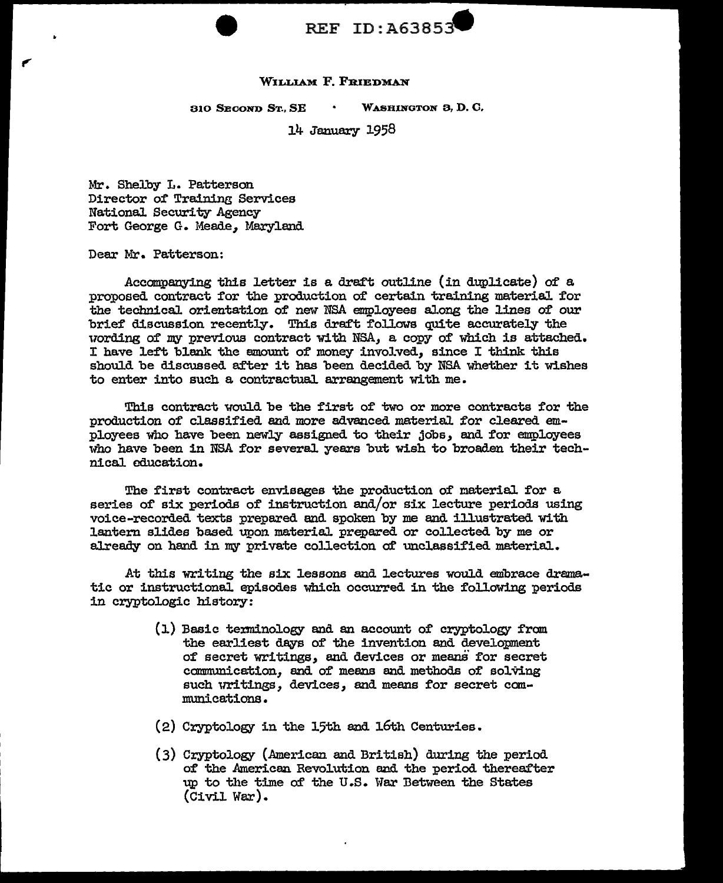REF ID:A63853

**WILLIAM F. FRIEDMAN**

310 SECOND ST., SE · WASHINGTON 3, D. C.

14 January 1958

Mr. Shelby L. Patterson
Director of Training Services
National Security Agency
Fort George G. Meade, Maryland

Dear Mr. Patterson:

Accompanying this letter is a draft outline (in duplicate) of a proposed contract for the production of certain training material for the technical orientation of new NSA employees along the lines of our brief discussion recently. This draft follows quite accurately the wording of my previous contract with NSA, a copy of which is attached. I have left blank the amount of money involved, since I think this should be discussed after it has been decided by NSA whether it wishes to enter into such a contractual arrangement with me.

This contract would be the first of two or more contracts for the production of classified and more advanced material for cleared employees who have been newly assigned to their jobs, and for employees who have been in NSA for several years but wish to broaden their technical education.

The first contract envisages the production of material for a series of six periods of instruction and/or six lecture periods using voice-recorded texts prepared and spoken by me and illustrated with lantern slides based upon material prepared or collected by me or already on hand in my private collection of unclassified material.

At this writing the six lessons and lectures would embrace dramatic or instructional episodes which occurred in the following periods in cryptologic history:

(1) Basic terminology and an account of cryptology from the earliest days of the invention and development of secret writings, and devices or means for secret communication, and of means and methods of solving such writings, devices, and means for secret communications.

(2) Cryptology in the 15th and 16th Centuries.

(3) Cryptology (American and British) during the period of the American Revolution and the period thereafter up to the time of the U.S. War Between the States (Civil War).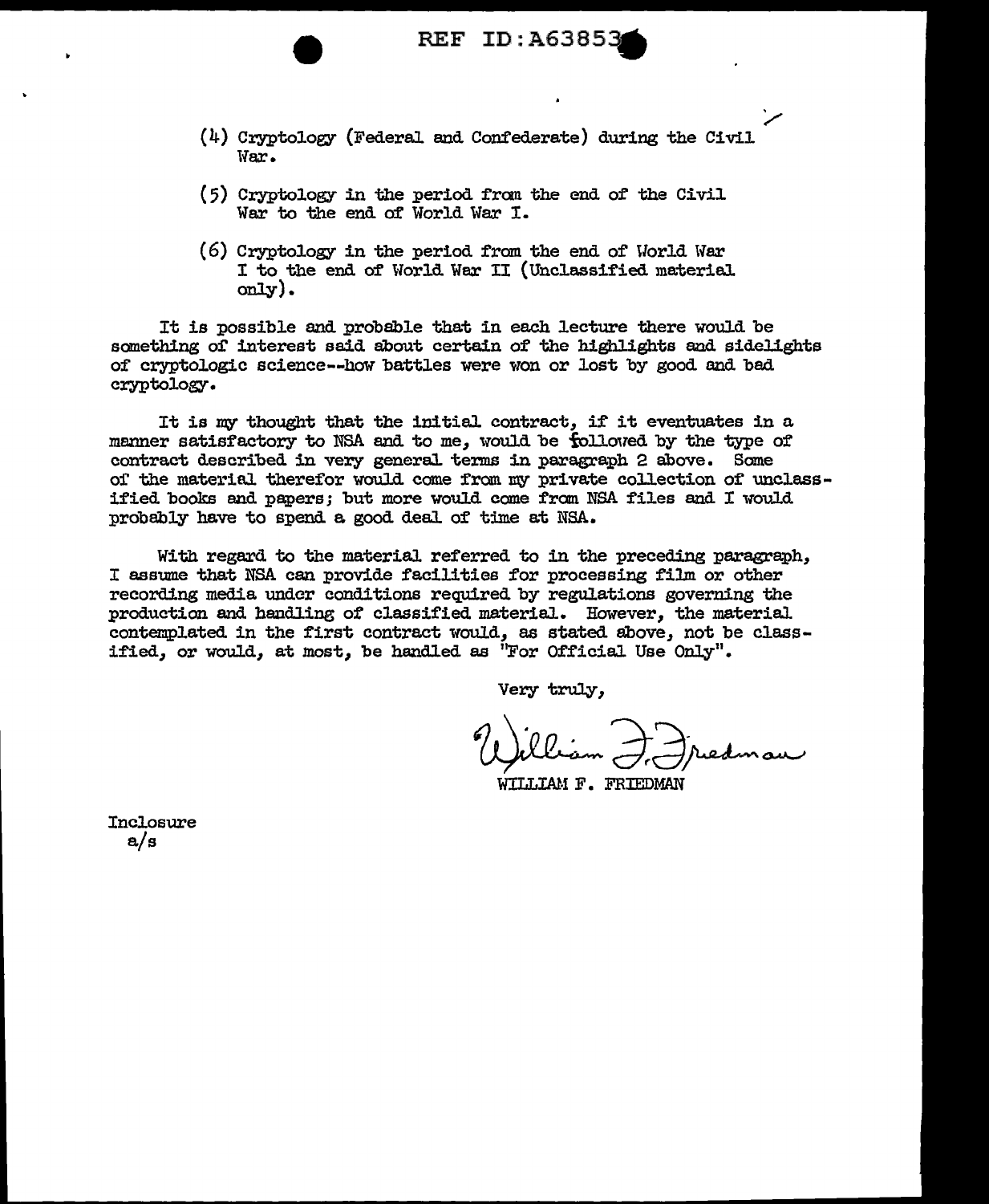(4) Cryptology (Federal and Confederate) during the Civil War.

(5) Cryptology in the period from the end of the Civil War to the end of World War I.

(6) Cryptology in the period from the end of World War I to the end of World War II (Unclassified material only).

It is possible and probable that in each lecture there would be something of interest said about certain of the highlights and sidelights of cryptologic science--how battles were won or lost by good and bad cryptology.

It is my thought that the initial contract, if it eventuates in a manner satisfactory to NSA and to me, would be followed by the type of contract described in very general terms in paragraph 2 above. Some of the material therefor would come from my private collection of unclassified books and papers; but more would come from NSA files and I would probably have to spend a good deal of time at NSA.

With regard to the material referred to in the preceding paragraph, I assume that NSA can provide facilities for processing film or other recording media under conditions required by regulations governing the production and handling of classified material. However, the material contemplated in the first contract would, as stated above, not be classified, or would, at most, be handled as "For Official Use Only".

Very truly,

William F. Friedman

WILLIAM F. FRIEDMAN

Inclosure
a/s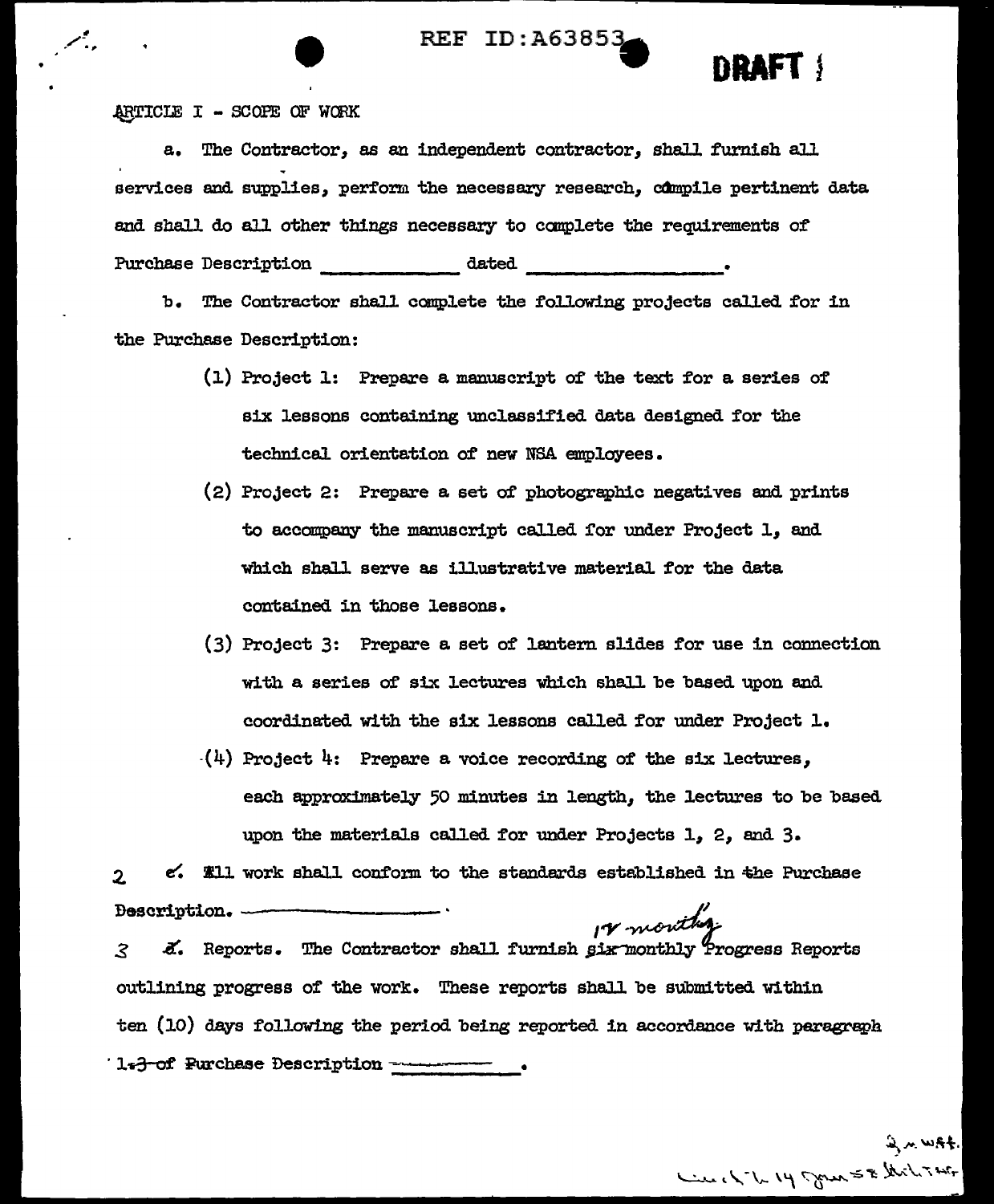REF ID:A63853

**DRAFT**

ARTICLE I - SCOPE OF WORK

a. The Contractor, as an independent contractor, shall furnish all services and supplies, perform the necessary research, compile pertinent data and shall do all other things necessary to complete the requirements of Purchase Description \_\_\_\_\_\_\_\_\_\_\_\_ dated \_\_\_\_\_\_\_\_\_\_\_\_\_\_\_\_\_.

b. The Contractor shall complete the following projects called for in the Purchase Description:

(1) Project 1: Prepare a manuscript of the text for a series of six lessons containing unclassified data designed for the technical orientation of new NSA employees.

(2) Project 2: Prepare a set of photographic negatives and prints to accompany the manuscript called for under Project 1, and which shall serve as illustrative material for the data contained in those lessons.

(3) Project 3: Prepare a set of lantern slides for use in connection with a series of six lectures which shall be based upon and coordinated with the six lessons called for under Project 1.

(4) Project 4: Prepare a voice recording of the six lectures, each approximately 50 minutes in length, the lectures to be based upon the materials called for under Projects 1, 2, and 3.

2 ~~c.~~ All work shall conform to the standards established in the Purchase Description.

3 ~~d.~~ Reports. The Contractor shall furnish ~~six~~ monthly *1½ monthly* Progress Reports outlining progress of the work. These reports shall be submitted within ten (10) days following the period being reported in accordance with paragraph ~~1.3 of~~ Purchase Description \_\_\_\_\_\_\_\_\_\_.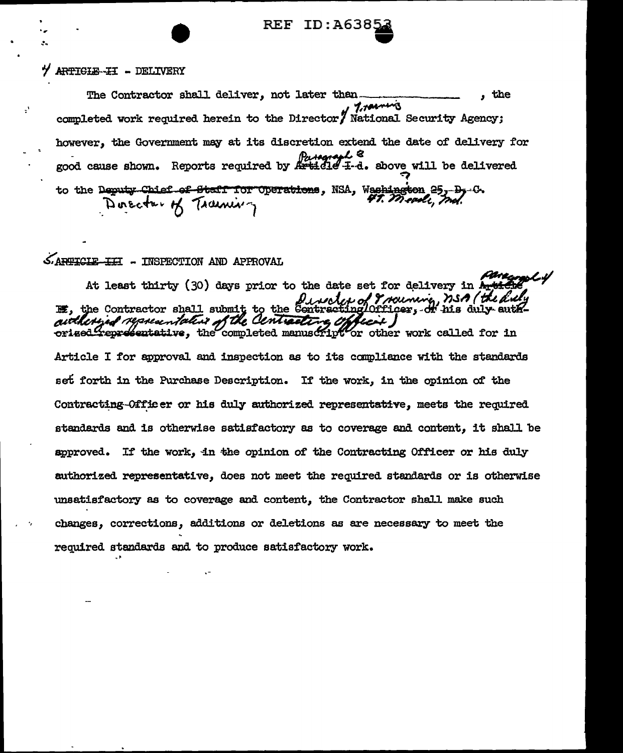4 ~~ARTICLE II~~ - DELIVERY

The Contractor shall deliver, not later than ______________ , the completed work required herein to the Director, of Training National Security Agency; however, the Government may at its discretion extend the date of delivery for good cause shown. Reports required by ~~Article I-d.~~ Paragraph 8 above will be delivered to the ~~Deputy Chief of Staff for Operations~~ Director of Training, NSA, ~~Washington 25, D. C.~~ Ft. Meade, Md.

5. ~~ARTICLE III~~ - INSPECTION AND APPROVAL

At least thirty (30) days prior to the date set for delivery in ~~Article II~~ Paragraph 4, the Contractor shall submit to the ~~Contracting Officer, or his duly authorized representative,~~ Director of Training, NSA (the duly authorized representative of the Contracting Officer) the completed manuscript or other work called for in Article I for approval and inspection as to its compliance with the standards set forth in the Purchase Description. If the work, in the opinion of the Contracting Officer or his duly authorized representative, meets the required standards and is otherwise satisfactory as to coverage and content, it shall be approved. If the work, in the opinion of the Contracting Officer or his duly authorized representative, does not meet the required standards or is otherwise unsatisfactory as to coverage and content, the Contractor shall make such changes, corrections, additions or deletions as are necessary to meet the required standards and to produce satisfactory work.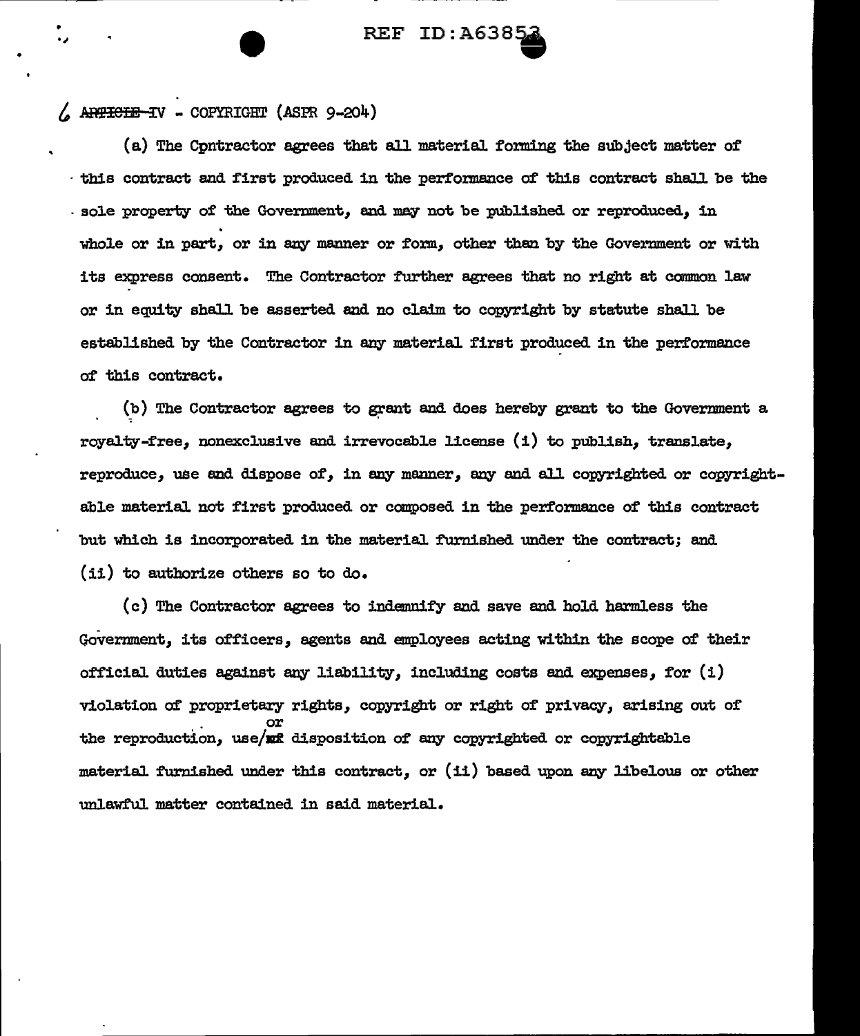6 ~~ARTICLE~~ IV - COPYRIGHT (ASPR 9-204)

(a) The Cpntractor agrees that all material forming the subject matter of this contract and first produced in the performance of this contract shall be the sole property of the Government, and may not be published or reproduced, in whole or in part, or in any manner or form, other than by the Government or with its express consent. The Contractor further agrees that no right at common law or in equity shall be asserted and no claim to copyright by statute shall be established by the Contractor in any material first produced in the performance of this contract.

(b) The Contractor agrees to grant and does hereby grant to the Government a royalty-free, nonexclusive and irrevocable license (i) to publish, translate, reproduce, use and dispose of, in any manner, any and all copyrighted or copyrightable material not first produced or composed in the performance of this contract but which is incorporated in the material furnished under the contract; and (ii) to authorize others so to do.

(c) The Contractor agrees to indemnify and save and hold harmless the Government, its officers, agents and employees acting within the scope of their official duties against any liability, including costs and expenses, for (i) violation of proprietary rights, copyright or right of privacy, arising out of the reproduction, use/or disposition of any copyrighted or copyrightable material furnished under this contract, or (ii) based upon any libelous or other unlawful matter contained in said material.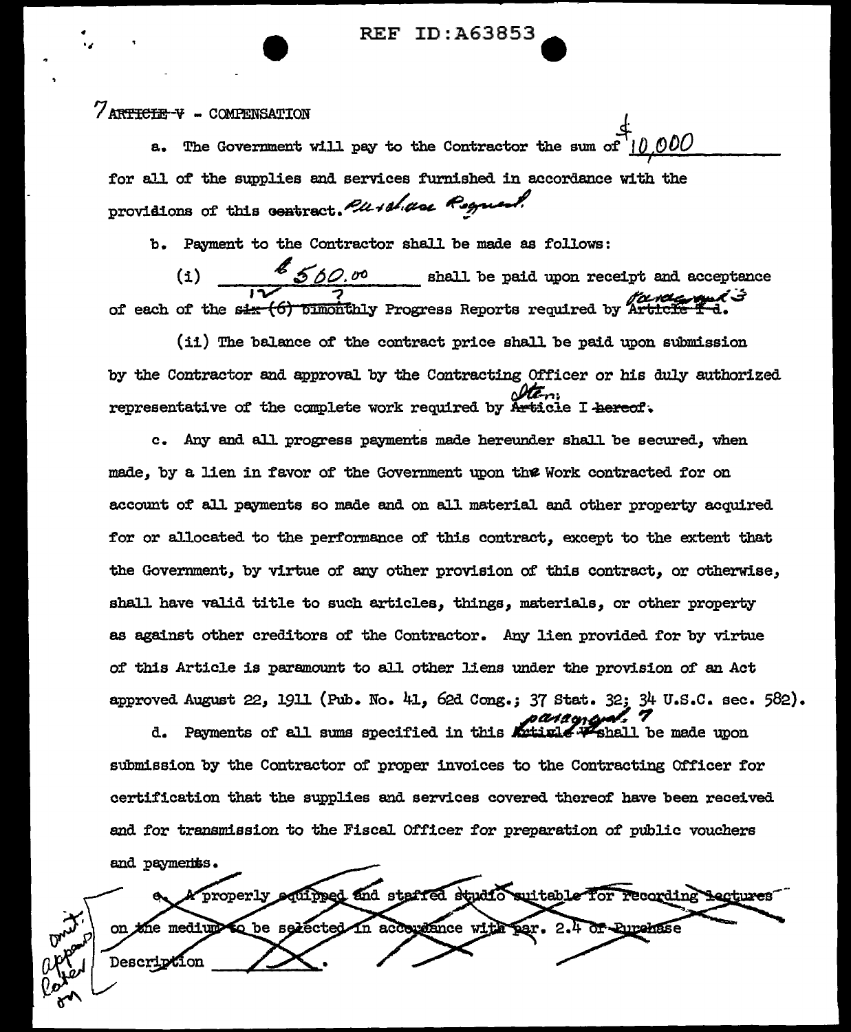7 ~~ARTICLE V~~ - COMPENSATION

a. The Government will pay to the Contractor the sum of $10,000 for all of the supplies and services furnished in accordance with the provisions of this ~~contract~~. Purchase Request.

b. Payment to the Contractor shall be made as follows:

(i) $500.00 shall be paid upon receipt and acceptance of each of the ~~six (6) bimonthly~~ 12 ? Progress Reports required by ~~Article I d~~ Paragraph 3.

(ii) The balance of the contract price shall be paid upon submission by the Contractor and approval by the Contracting Officer or his duly authorized representative of the complete work required by ~~Article~~ Item I ~~hereof~~.

c. Any and all progress payments made hereunder shall be secured, when made, by a lien in favor of the Government upon the Work contracted for on account of all payments so made and on all material and other property acquired for or allocated to the performance of this contract, except to the extent that the Government, by virtue of any other provision of this contract, or otherwise, shall have valid title to such articles, things, materials, or other property as against other creditors of the Contractor. Any lien provided for by virtue of this Article is paramount to all other liens under the provision of an Act approved August 22, 1911 (Pub. No. 41, 62d Cong.; 37 Stat. 32; 34 U.S.C. sec. 582).

d. Payments of all sums specified in this ~~Article V~~ paragraph 7 shall be made upon submission by the Contractor of proper invoices to the Contracting Officer for certification that the supplies and services covered thereof have been received and for transmission to the Fiscal Officer for preparation of public vouchers and payments.

~~e. A properly equipped and staffed studio suitable for recording lectures on the medium to be selected in accordance with par. 2.4 of Purchase Description \_\_\_\_\_\_\_\_\_\_.~~

omit: appears later on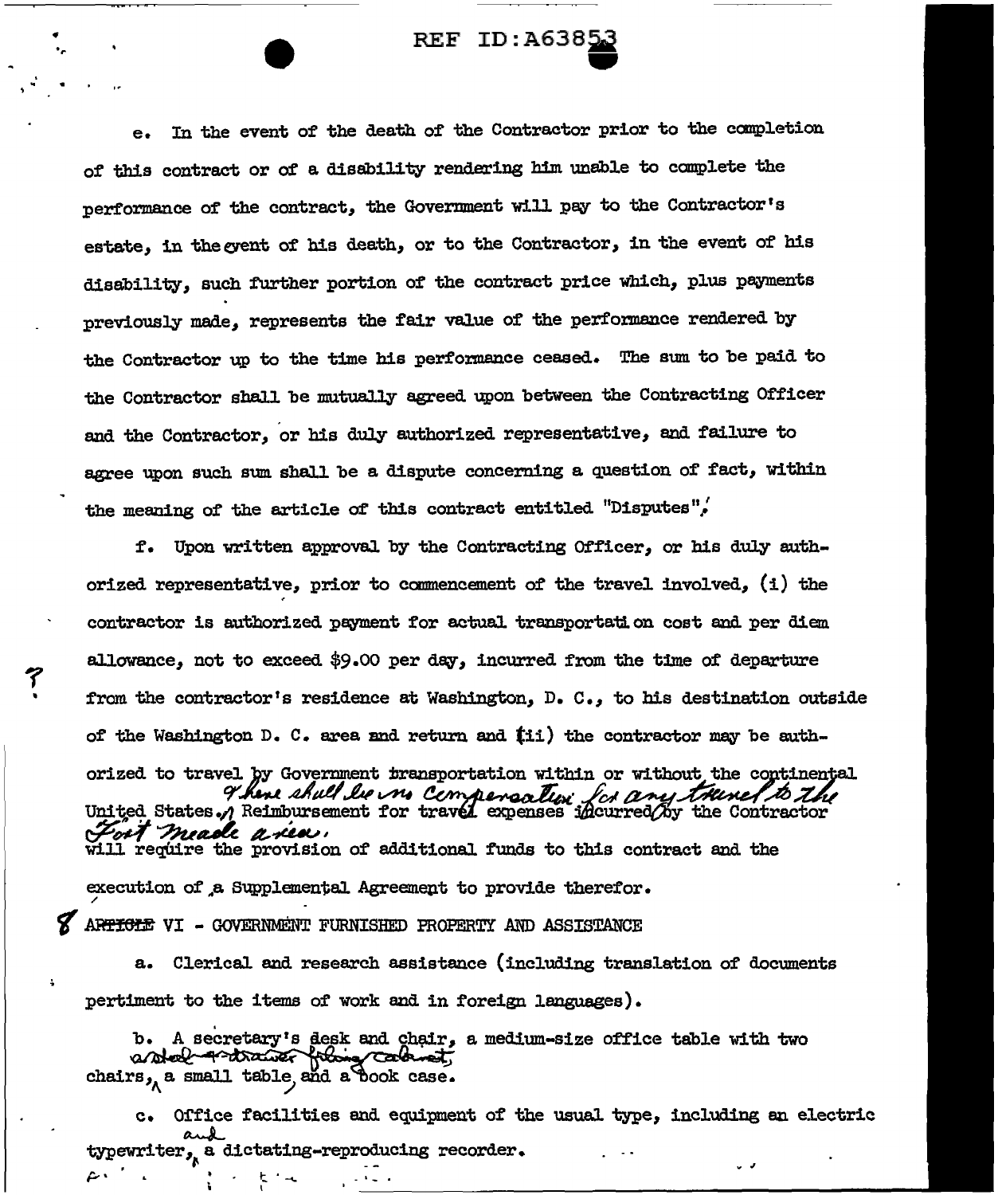e. In the event of the death of the Contractor prior to the completion of this contract or of a disability rendering him unable to complete the performance of the contract, the Government will pay to the Contractor's estate, in the event of his death, or to the Contractor, in the event of his disability, such further portion of the contract price which, plus payments previously made, represents the fair value of the performance rendered by the Contractor up to the time his performance ceased. The sum to be paid to the Contractor shall be mutually agreed upon between the Contracting Officer and the Contractor, or his duly authorized representative, and failure to agree upon such sum shall be a dispute concerning a question of fact, within the meaning of the article of this contract entitled "Disputes".

f. Upon written approval by the Contracting Officer, or his duly authorized representative, prior to commencement of the travel involved, (i) the contractor is authorized payment for actual transportation cost and per diem allowance, not to exceed $9.00 per day, incurred from the time of departure from the contractor's residence at Washington, D. C., to his destination outside of the Washington D. C. area and return and (ii) the contractor may be authorized to travel by Government transportation within or without the continental United States. There shall be no compensation for any travel to the Fort Meade area. Reimbursement for travel expenses incurred by the Contractor will require the provision of additional funds to this contract and the execution of a Supplemental Agreement to provide therefor.

8 ~~ARTICLE~~ VI - GOVERNMENT FURNISHED PROPERTY AND ASSISTANCE

a. Clerical and research assistance (including translation of documents pertinent to the items of work and in foreign languages).

b. A secretary's desk and chair, a medium-size office table with two chairs, a steel 4-drawer filing cabinet, a small table and a book case.

c. Office facilities and equipment of the usual type, including an electric typewriter, and a dictating-reproducing recorder.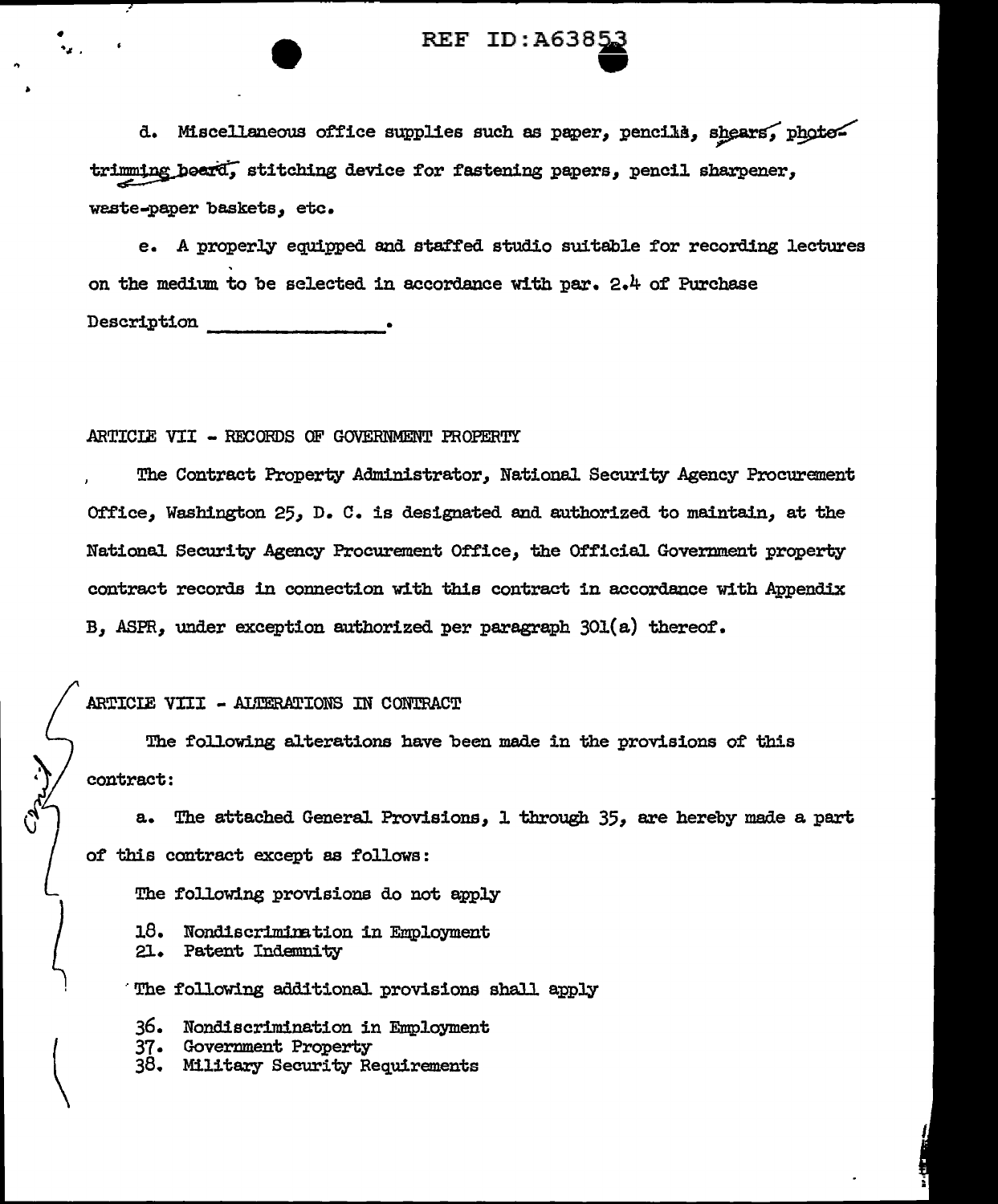d. Miscellaneous office supplies such as paper, pencils, shears, photo-trimming board, stitching device for fastening papers, pencil sharpener, waste-paper baskets, etc.

e. A properly equipped and staffed studio suitable for recording lectures on the medium to be selected in accordance with par. 2.4 of Purchase Description ________________.

ARTICLE VII - RECORDS OF GOVERNMENT PROPERTY

The Contract Property Administrator, National Security Agency Procurement Office, Washington 25, D. C. is designated and authorized to maintain, at the National Security Agency Procurement Office, the Official Government property contract records in connection with this contract in accordance with Appendix B, ASPR, under exception authorized per paragraph 301(a) thereof.

ARTICLE VIII - ALTERATIONS IN CONTRACT

The following alterations have been made in the provisions of this contract:

a. The attached General Provisions, 1 through 35, are hereby made a part of this contract except as follows:

The following provisions do not apply

18. Nondiscrimination in Employment
21. Patent Indemnity

The following additional provisions shall apply

36. Nondiscrimination in Employment
37. Government Property
38. Military Security Requirements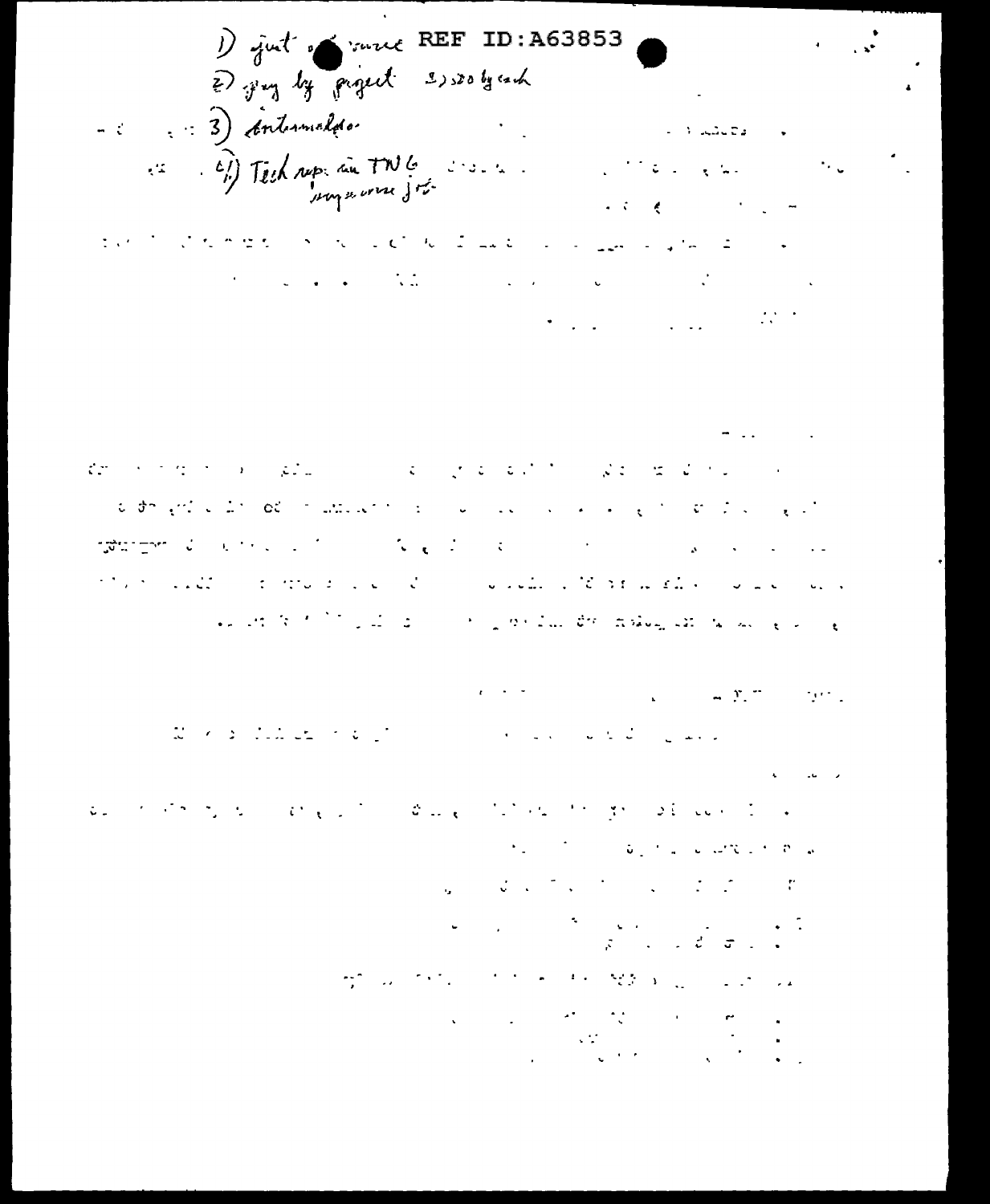REF ID:A63853

1) just of source

2) pay by project 2) 520 by each

3) Intermediate

4) Tech rep. in TNG improve job